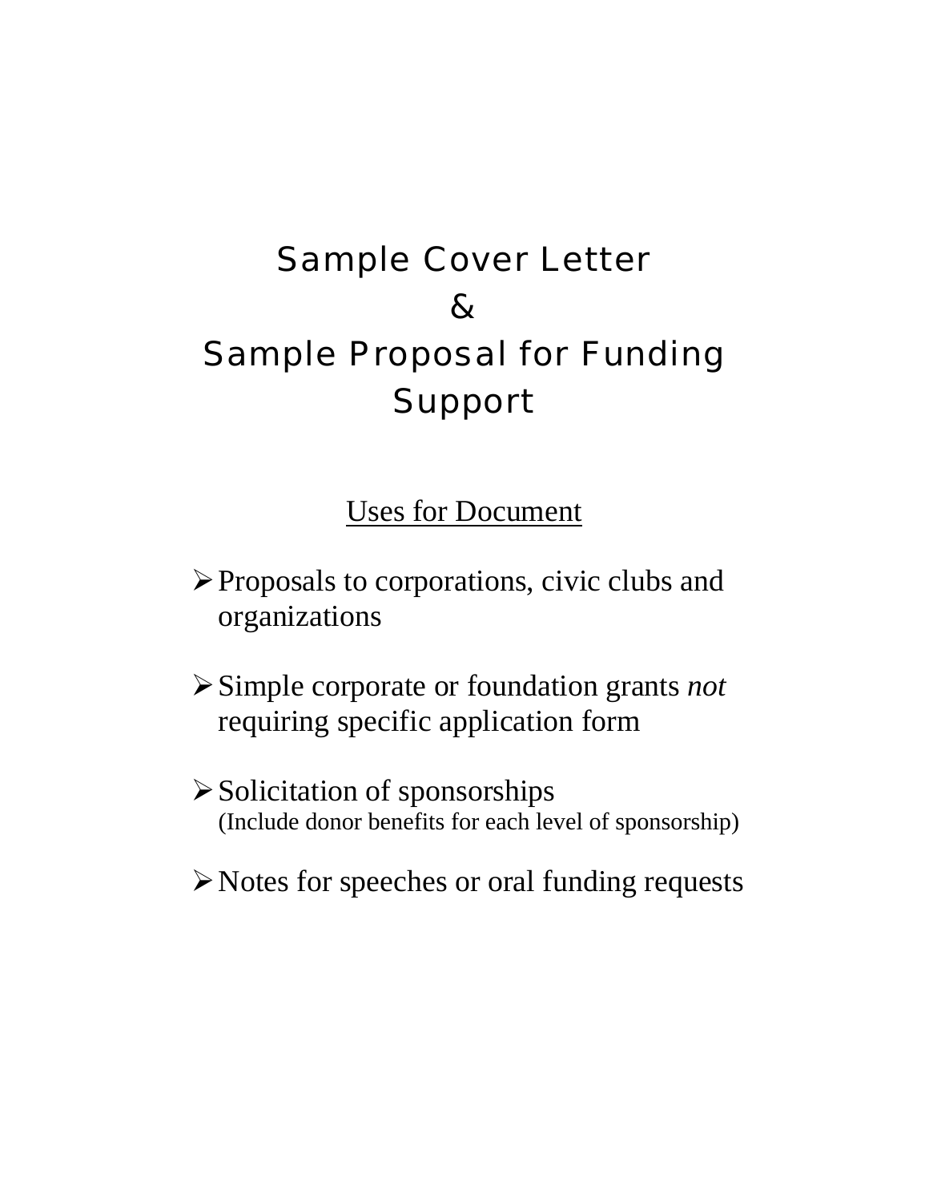# Sample Cover Letter & Sample Proposal for Funding Support

## Uses for Document

- Proposals to corporations, civic clubs and organizations
- Simple corporate or foundation grants *not* requiring specific application form
- Solicitation of sponsorships
  (Include donor benefits for each level of sponsorship)
- Notes for speeches or oral funding requests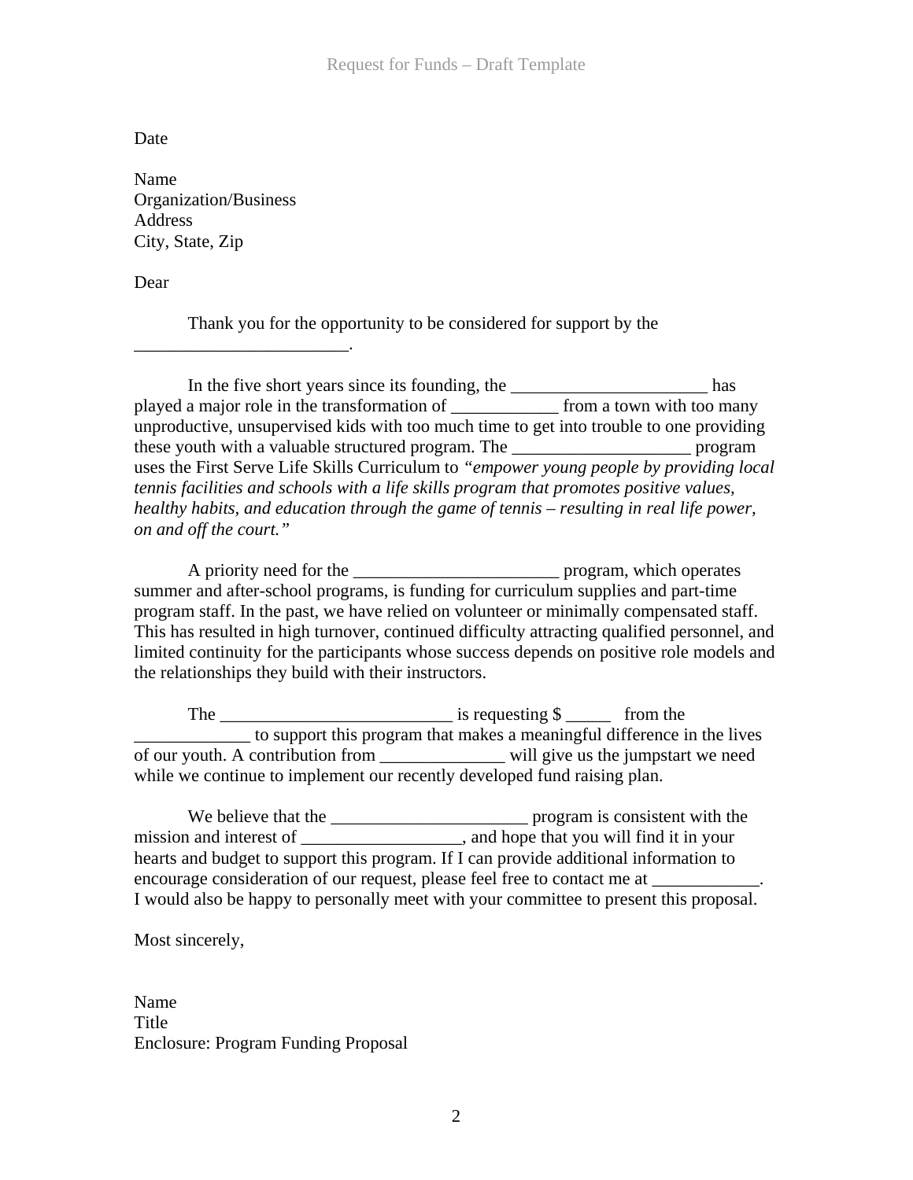Date

Name
Organization/Business
Address
City, State, Zip

Dear

Thank you for the opportunity to be considered for support by the ________________________.

In the five short years since its founding, the ______________________ has played a major role in the transformation of ____________ from a town with too many unproductive, unsupervised kids with too much time to get into trouble to one providing these youth with a valuable structured program. The ____________________ program uses the First Serve Life Skills Curriculum to *"empower young people by providing local tennis facilities and schools with a life skills program that promotes positive values, healthy habits, and education through the game of tennis – resulting in real life power, on and off the court."*

A priority need for the _______________________ program, which operates summer and after-school programs, is funding for curriculum supplies and part-time program staff. In the past, we have relied on volunteer or minimally compensated staff. This has resulted in high turnover, continued difficulty attracting qualified personnel, and limited continuity for the participants whose success depends on positive role models and the relationships they build with their instructors.

The __________________________ is requesting $ _____ from the _____________ to support this program that makes a meaningful difference in the lives of our youth. A contribution from ______________ will give us the jumpstart we need while we continue to implement our recently developed fund raising plan.

We believe that the ______________________ program is consistent with the mission and interest of __________________, and hope that you will find it in your hearts and budget to support this program. If I can provide additional information to encourage consideration of our request, please feel free to contact me at ____________. I would also be happy to personally meet with your committee to present this proposal.

Most sincerely,

Name
Title
Enclosure: Program Funding Proposal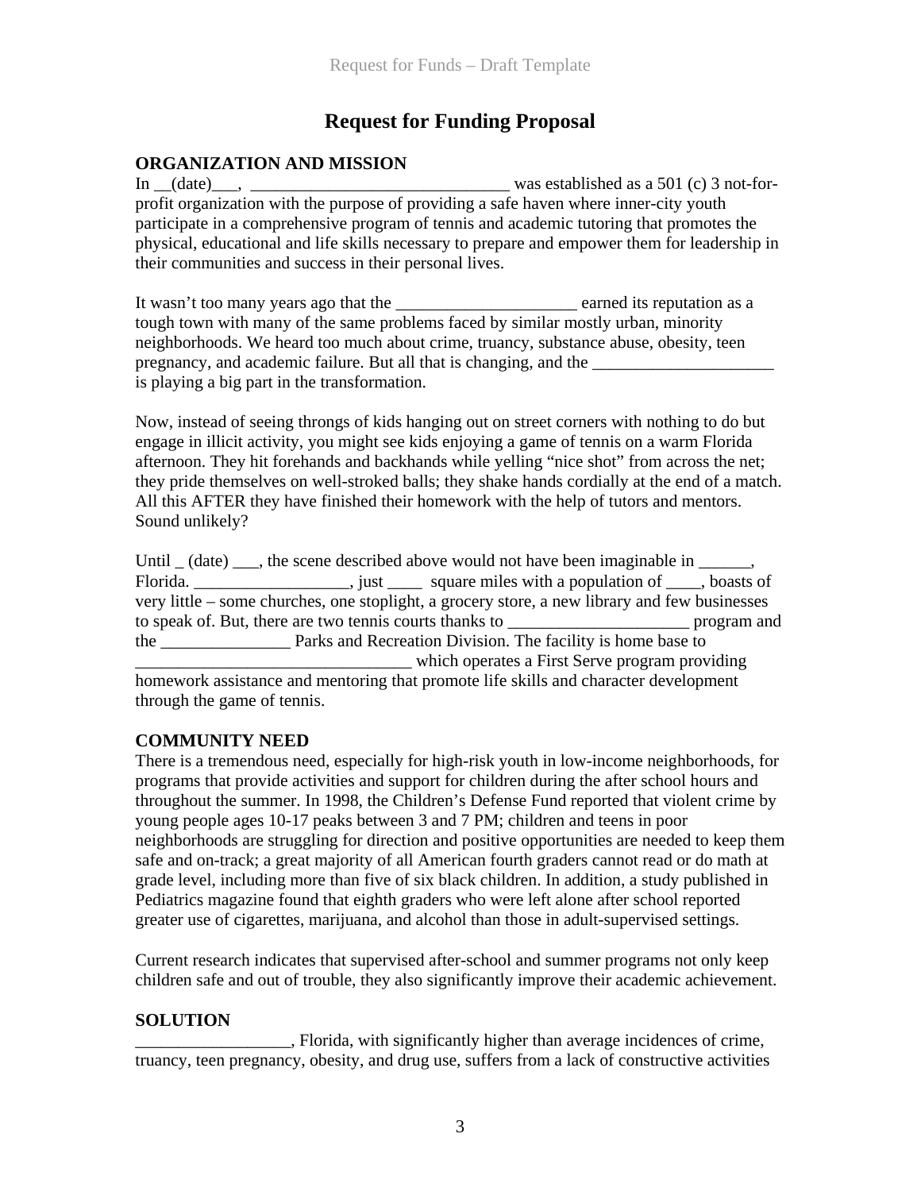# Request for Funding Proposal

## ORGANIZATION AND MISSION

In __(date)___, _______________________________ was established as a 501 (c) 3 not-for-profit organization with the purpose of providing a safe haven where inner-city youth participate in a comprehensive program of tennis and academic tutoring that promotes the physical, educational and life skills necessary to prepare and empower them for leadership in their communities and success in their personal lives.

It wasn't too many years ago that the _____________________ earned its reputation as a tough town with many of the same problems faced by similar mostly urban, minority neighborhoods. We heard too much about crime, truancy, substance abuse, obesity, teen pregnancy, and academic failure. But all that is changing, and the _____________________ is playing a big part in the transformation.

Now, instead of seeing throngs of kids hanging out on street corners with nothing to do but engage in illicit activity, you might see kids enjoying a game of tennis on a warm Florida afternoon. They hit forehands and backhands while yelling "nice shot" from across the net; they pride themselves on well-stroked balls; they shake hands cordially at the end of a match. All this AFTER they have finished their homework with the help of tutors and mentors. Sound unlikely?

Until _ (date) ___, the scene described above would not have been imaginable in ______, Florida. __________________, just ____ square miles with a population of ____, boasts of very little – some churches, one stoplight, a grocery store, a new library and few businesses to speak of. But, there are two tennis courts thanks to _____________________ program and the _______________ Parks and Recreation Division. The facility is home base to ________________________________ which operates a First Serve program providing homework assistance and mentoring that promote life skills and character development through the game of tennis.

## COMMUNITY NEED

There is a tremendous need, especially for high-risk youth in low-income neighborhoods, for programs that provide activities and support for children during the after school hours and throughout the summer. In 1998, the Children's Defense Fund reported that violent crime by young people ages 10-17 peaks between 3 and 7 PM; children and teens in poor neighborhoods are struggling for direction and positive opportunities are needed to keep them safe and on-track; a great majority of all American fourth graders cannot read or do math at grade level, including more than five of six black children. In addition, a study published in Pediatrics magazine found that eighth graders who were left alone after school reported greater use of cigarettes, marijuana, and alcohol than those in adult-supervised settings.

Current research indicates that supervised after-school and summer programs not only keep children safe and out of trouble, they also significantly improve their academic achievement.

## SOLUTION

__________________, Florida, with significantly higher than average incidences of crime, truancy, teen pregnancy, obesity, and drug use, suffers from a lack of constructive activities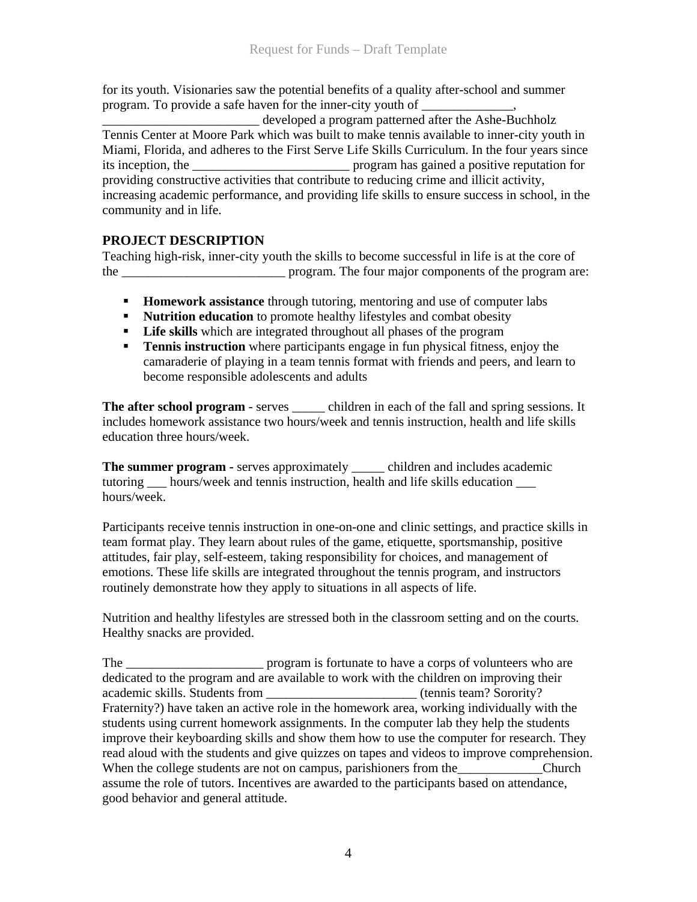for its youth. Visionaries saw the potential benefits of a quality after-school and summer program. To provide a safe haven for the inner-city youth of ______________, ________________________ developed a program patterned after the Ashe-Buchholz Tennis Center at Moore Park which was built to make tennis available to inner-city youth in Miami, Florida, and adheres to the First Serve Life Skills Curriculum. In the four years since its inception, the ________________________ program has gained a positive reputation for providing constructive activities that contribute to reducing crime and illicit activity, increasing academic performance, and providing life skills to ensure success in school, in the community and in life.

## PROJECT DESCRIPTION

Teaching high-risk, inner-city youth the skills to become successful in life is at the core of the _________________________ program. The four major components of the program are:

- **Homework assistance** through tutoring, mentoring and use of computer labs
- **Nutrition education** to promote healthy lifestyles and combat obesity
- **Life skills** which are integrated throughout all phases of the program
- **Tennis instruction** where participants engage in fun physical fitness, enjoy the camaraderie of playing in a team tennis format with friends and peers, and learn to become responsible adolescents and adults

**The after school program** - serves _____ children in each of the fall and spring sessions. It includes homework assistance two hours/week and tennis instruction, health and life skills education three hours/week.

**The summer program** - serves approximately _____ children and includes academic tutoring ___ hours/week and tennis instruction, health and life skills education ___ hours/week.

Participants receive tennis instruction in one-on-one and clinic settings, and practice skills in team format play. They learn about rules of the game, etiquette, sportsmanship, positive attitudes, fair play, self-esteem, taking responsibility for choices, and management of emotions. These life skills are integrated throughout the tennis program, and instructors routinely demonstrate how they apply to situations in all aspects of life.

Nutrition and healthy lifestyles are stressed both in the classroom setting and on the courts. Healthy snacks are provided.

The _____________________ program is fortunate to have a corps of volunteers who are dedicated to the program and are available to work with the children on improving their academic skills. Students from _______________________ (tennis team? Sorority? Fraternity?) have taken an active role in the homework area, working individually with the students using current homework assignments. In the computer lab they help the students improve their keyboarding skills and show them how to use the computer for research. They read aloud with the students and give quizzes on tapes and videos to improve comprehension. When the college students are not on campus, parishioners from the_____________Church assume the role of tutors. Incentives are awarded to the participants based on attendance, good behavior and general attitude.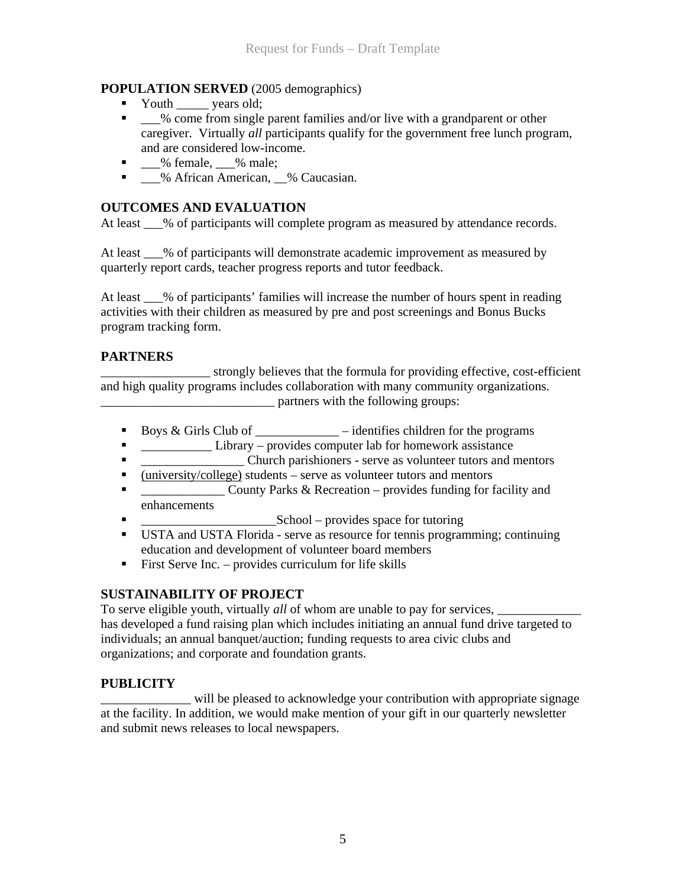**POPULATION SERVED** (2005 demographics)

- Youth _____ years old;
- ___% come from single parent families and/or live with a grandparent or other caregiver. Virtually *all* participants qualify for the government free lunch program, and are considered low-income.
- ___% female, ___% male;
- ___% African American, __% Caucasian.

## OUTCOMES AND EVALUATION

At least ___% of participants will complete program as measured by attendance records.

At least ___% of participants will demonstrate academic improvement as measured by quarterly report cards, teacher progress reports and tutor feedback.

At least ___% of participants' families will increase the number of hours spent in reading activities with their children as measured by pre and post screenings and Bonus Bucks program tracking form.

## PARTNERS

_________________ strongly believes that the formula for providing effective, cost-efficient and high quality programs includes collaboration with many community organizations. ___________________________ partners with the following groups:

- Boys & Girls Club of _____________ – identifies children for the programs
- ___________ Library – provides computer lab for homework assistance
- ________________ Church parishioners - serve as volunteer tutors and mentors
- (university/college) students – serve as volunteer tutors and mentors
- _____________ County Parks & Recreation – provides funding for facility and enhancements
- _____________________School – provides space for tutoring
- USTA and USTA Florida - serve as resource for tennis programming; continuing education and development of volunteer board members
- First Serve Inc. – provides curriculum for life skills

## SUSTAINABILITY OF PROJECT

To serve eligible youth, virtually *all* of whom are unable to pay for services, _____________ has developed a fund raising plan which includes initiating an annual fund drive targeted to individuals; an annual banquet/auction; funding requests to area civic clubs and organizations; and corporate and foundation grants.

## PUBLICITY

______________ will be pleased to acknowledge your contribution with appropriate signage at the facility. In addition, we would make mention of your gift in our quarterly newsletter and submit news releases to local newspapers.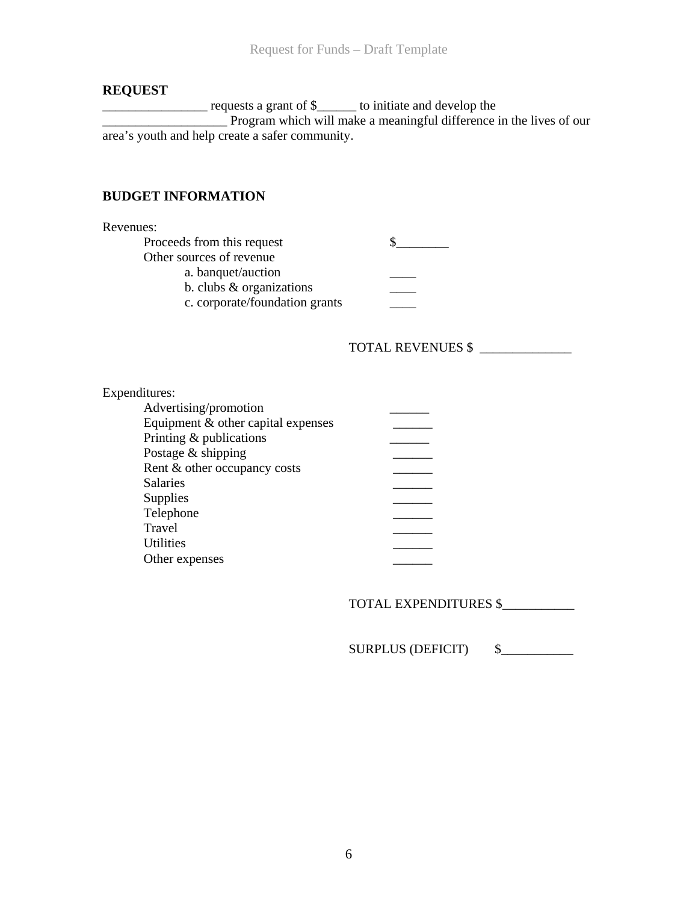## REQUEST

________________ requests a grant of $______ to initiate and develop the ___________________ Program which will make a meaningful difference in the lives of our area's youth and help create a safer community.

## BUDGET INFORMATION

Revenues:

| | |
|---|---|
| Proceeds from this request | $________ |
| Other sources of revenue | |
| a. banquet/auction | ____ |
| b. clubs & organizations | ____ |
| c. corporate/foundation grants | ____ |

TOTAL REVENUES $ ______________

Expenditures:

| | |
|---|---|
| Advertising/promotion | ______ |
| Equipment & other capital expenses | ______ |
| Printing & publications | ______ |
| Postage & shipping | ______ |
| Rent & other occupancy costs | ______ |
| Salaries | ______ |
| Supplies | ______ |
| Telephone | ______ |
| Travel | ______ |
| Utilities | ______ |
| Other expenses | ______ |

TOTAL EXPENDITURES $___________

SURPLUS (DEFICIT) $___________